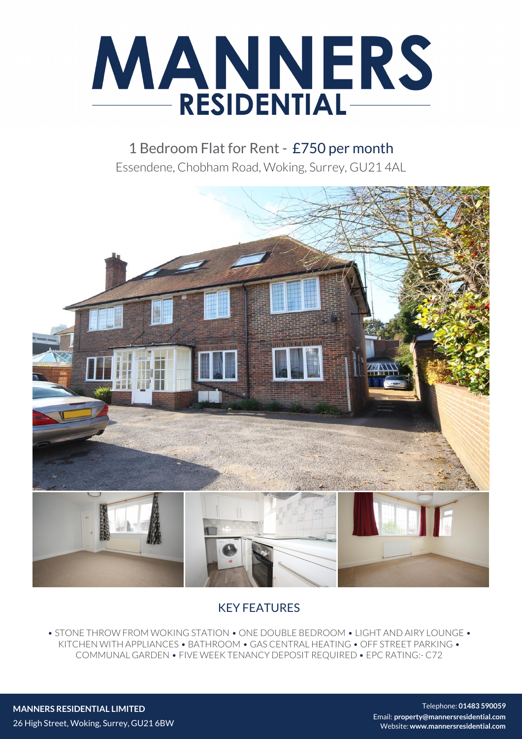# MANNERS RESIDENTIAL

## 1 Bedroom Flat for Rent - £750 per month

Essendene, Chobham Road, Woking, Surrey, GU21 4AL

## KEY FEATURES

• STONE THROW FROM WOKING STATION • ONE DOUBLE BEDROOM • LIGHT AND AIRY LOUNGE • KITCHEN WITH APPLIANCES • BATHROOM • GAS CENTRAL HEATING • OFF STREET PARKING • COMMUNAL GARDEN • FIVE WEEK TENANCY DEPOSIT REQUIRED • EPC RATING:- C72

**MANNERS RESIDENTIAL LIMITED**
26 High Street, Woking, Surrey, GU21 6BW

Telephone: **01483 590059**
Email: **property@mannersresidential.com**
Website: **www.mannersresidential.com**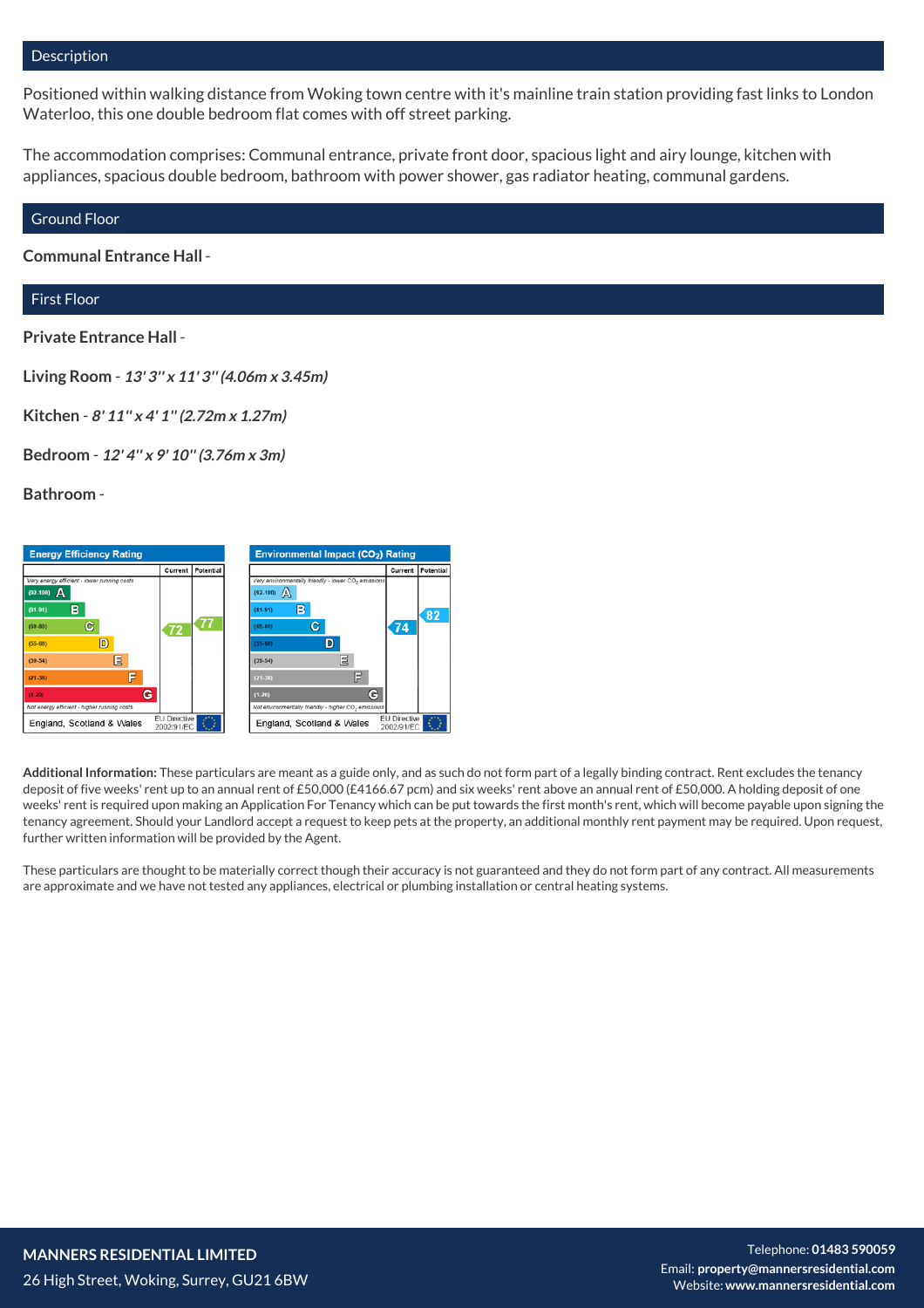## Description

Positioned within walking distance from Woking town centre with it's mainline train station providing fast links to London Waterloo, this one double bedroom flat comes with off street parking.

The accommodation comprises: Communal entrance, private front door, spacious light and airy lounge, kitchen with appliances, spacious double bedroom, bathroom with power shower, gas radiator heating, communal gardens.

## Ground Floor

**Communal Entrance Hall** -

## First Floor

**Private Entrance Hall** -

**Living Room** - ***13' 3" x 11' 3" (4.06m x 3.45m)***

**Kitchen** - ***8' 11" x 4' 1" (2.72m x 1.27m)***

**Bedroom** - ***12' 4" x 9' 10" (3.76m x 3m)***

**Bathroom** -

**Energy Efficiency Rating**

| | Current | Potential |
|---|---|---|
| Very energy efficient - lower running costs | | |
| (92-100) A | | |
| (81-91) B | | |
| (69-80) C | 72 | 77 |
| (55-68) D | | |
| (39-54) E | | |
| (21-38) F | | |
| (1-20) G | | |
| Not energy efficient - higher running costs | | |
| England, Scotland & Wales | EU Directive 2002/91/EC | |

**Environmental Impact ($CO_2$) Rating**

| | Current | Potential |
|---|---|---|
| Very environmentally friendly - lower $CO_2$ emissions | | |
| (92-100) A | | |
| (81-91) B | | 82 |
| (69-80) C | 74 | |
| (55-68) D | | |
| (39-54) E | | |
| (21-38) F | | |
| (1-20) G | | |
| Not environmentally friendly - higher $CO_2$ emissions | | |
| England, Scotland & Wales | EU Directive 2002/91/EC | |

**Additional Information:** These particulars are meant as a guide only, and as such do not form part of a legally binding contract. Rent excludes the tenancy deposit of five weeks' rent up to an annual rent of £50,000 (£4166.67 pcm) and six weeks' rent above an annual rent of £50,000. A holding deposit of one weeks' rent is required upon making an Application For Tenancy which can be put towards the first month's rent, which will become payable upon signing the tenancy agreement. Should your Landlord accept a request to keep pets at the property, an additional monthly rent payment may be required. Upon request, further written information will be provided by the Agent.

These particulars are thought to be materially correct though their accuracy is not guaranteed and they do not form part of any contract. All measurements are approximate and we have not tested any appliances, electrical or plumbing installation or central heating systems.

**MANNERS RESIDENTIAL LIMITED**
26 High Street, Woking, Surrey, GU21 6BW

Telephone: **01483 590059**
Email: **property@mannersresidential.com**
Website: **www.mannersresidential.com**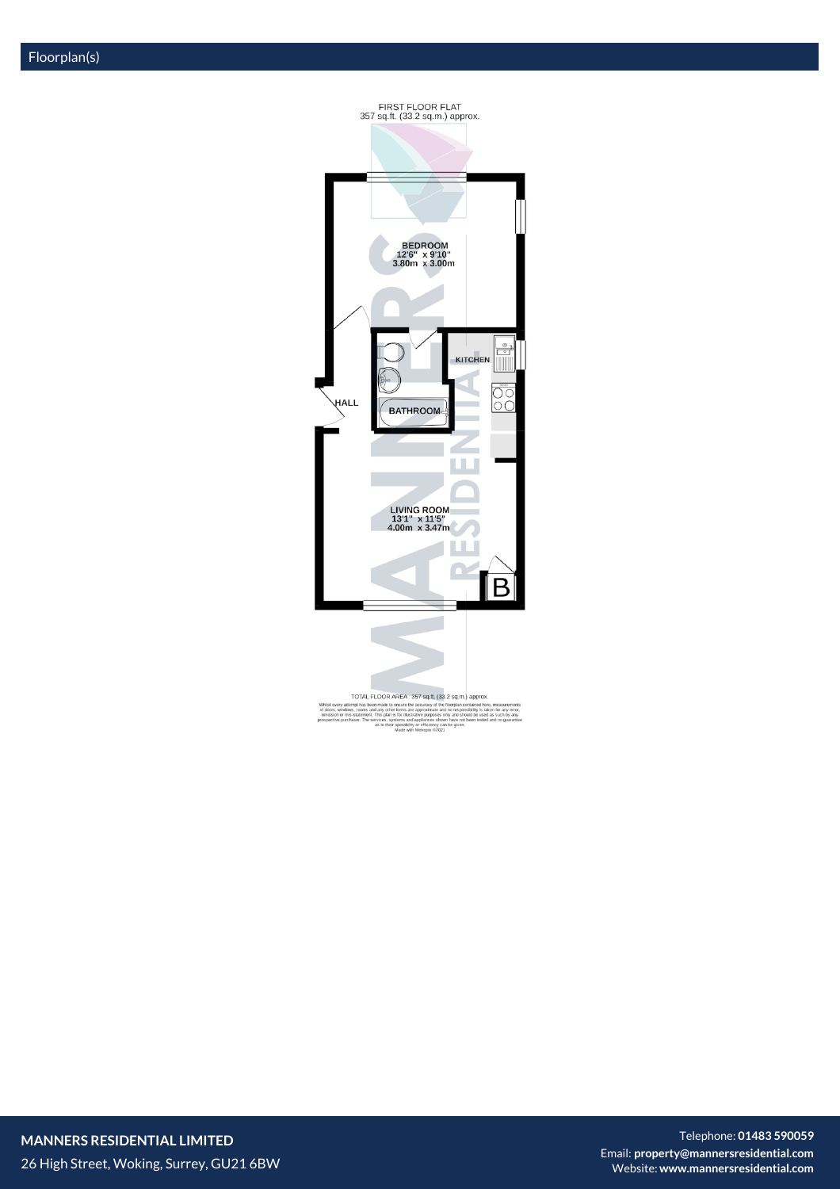## Floorplan(s)

FIRST FLOOR FLAT
357 sq.ft. (33.2 sq.m.) approx.

BEDROOM
12'6" x 9'10"
3.80m x 3.00m

KITCHEN

HALL

BATHROOM

LIVING ROOM
13'1" x 11'5"
4.00m x 3.47m

B

TOTAL FLOOR AREA : 357 sq.ft. (33.2 sq.m.) approx.

Whilst every attempt has been made to ensure the accuracy of the floorplan contained here, measurements of doors, windows, rooms and any other items are approximate and no responsibility is taken for any error, omission or mis-statement. This plan is for illustrative purposes only and should be used as such by any prospective purchaser. The services, systems and appliances shown have not been tested and no guarantee as to their operability or efficiency can be given.
Made with Metropix ©2023

**MANNERS RESIDENTIAL LIMITED**
26 High Street, Woking, Surrey, GU21 6BW

Telephone: **01483 590059**
Email: **property@mannersresidential.com**
Website: **www.mannersresidential.com**